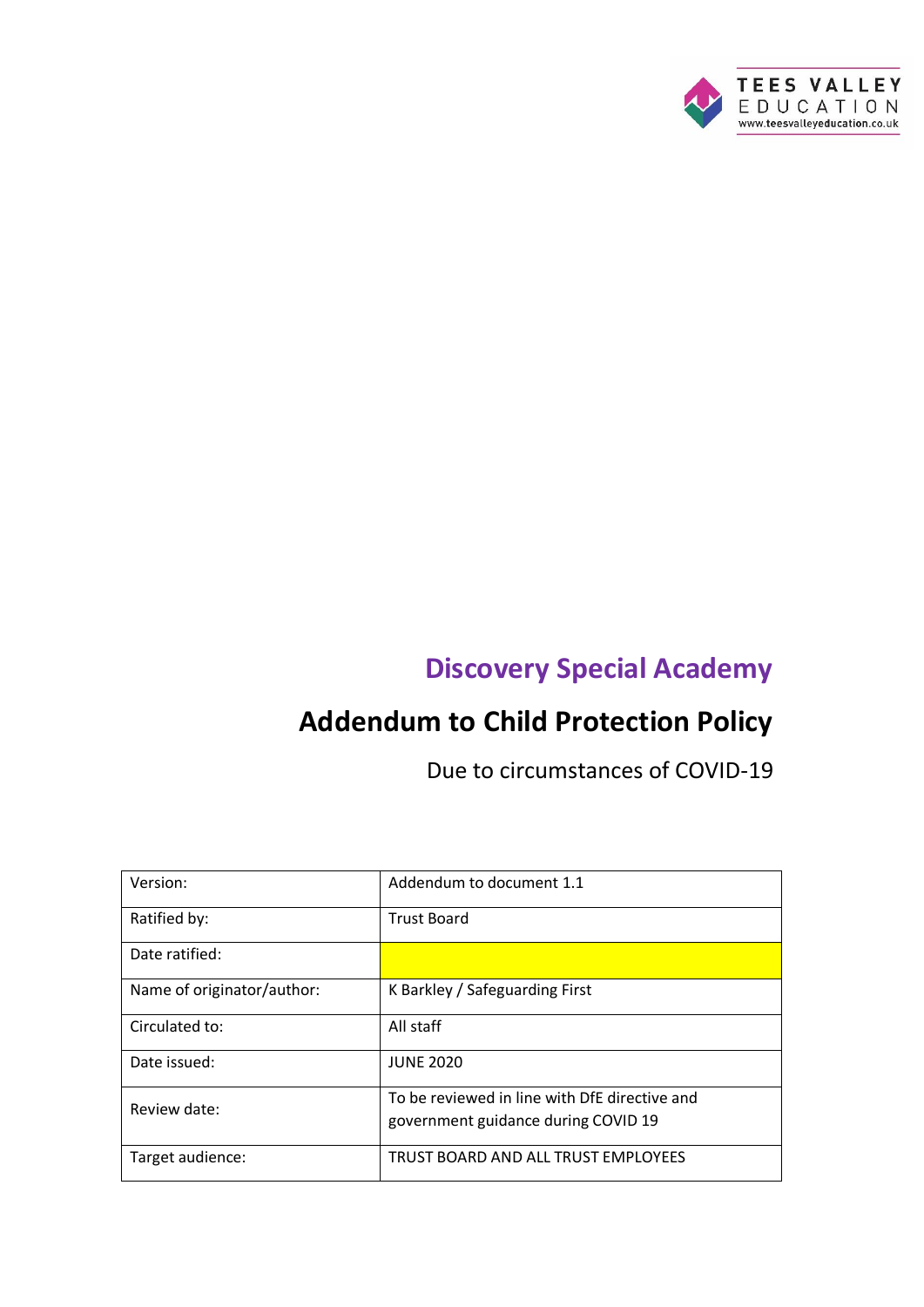TEES VALLEY EDUCATION
www.teesvalleyeducation.co.uk

## Discovery Special Academy

# Addendum to Child Protection Policy

Due to circumstances of COVID-19

| | |
|---|---|
| Version: | Addendum to document 1.1 |
| Ratified by: | Trust Board |
| Date ratified: | |
| Name of originator/author: | K Barkley / Safeguarding First |
| Circulated to: | All staff |
| Date issued: | JUNE 2020 |
| Review date: | To be reviewed in line with DfE directive and government guidance during COVID 19 |
| Target audience: | TRUST BOARD AND ALL TRUST EMPLOYEES |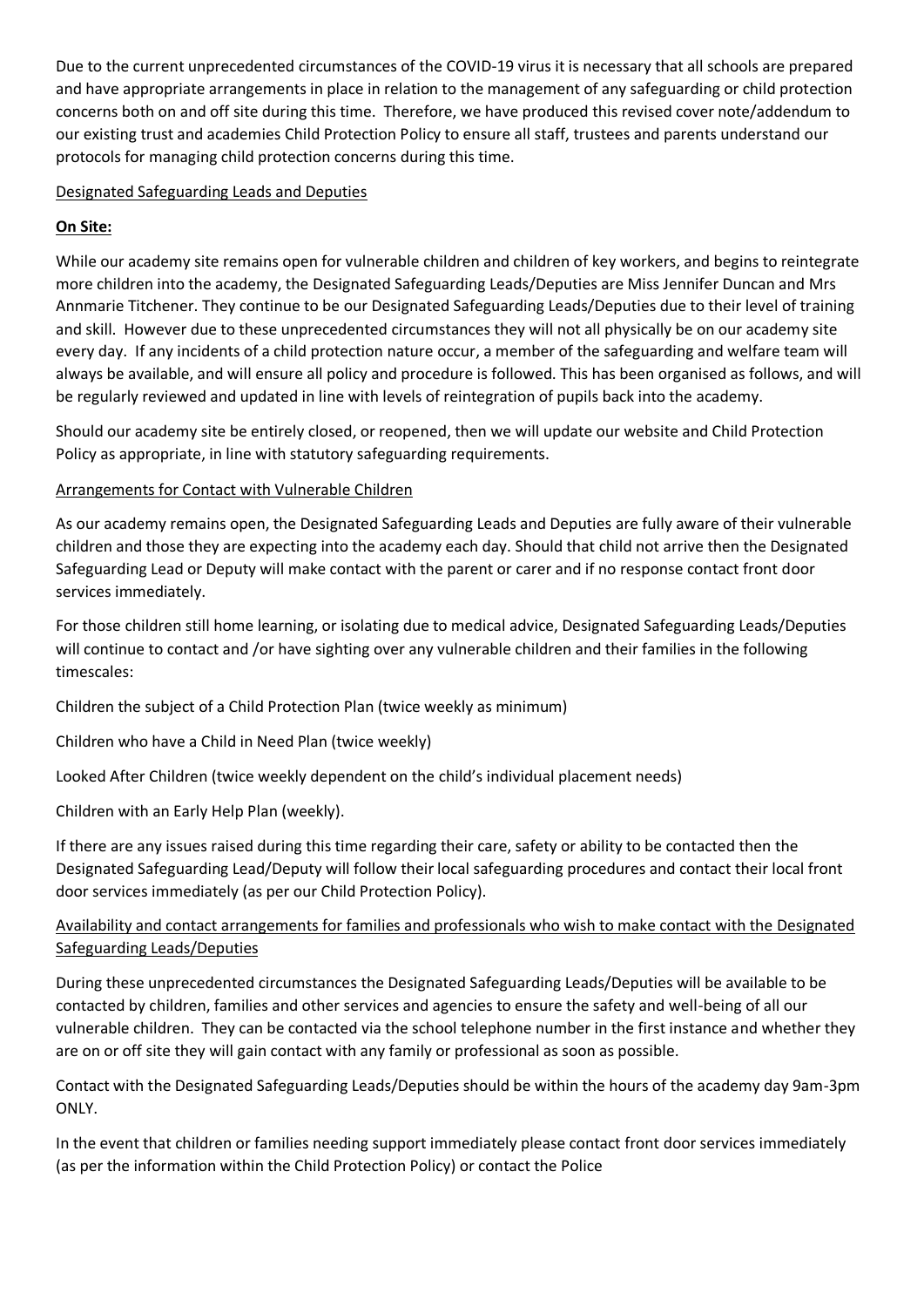Due to the current unprecedented circumstances of the COVID-19 virus it is necessary that all schools are prepared and have appropriate arrangements in place in relation to the management of any safeguarding or child protection concerns both on and off site during this time. Therefore, we have produced this revised cover note/addendum to our existing trust and academies Child Protection Policy to ensure all staff, trustees and parents understand our protocols for managing child protection concerns during this time.

<u>Designated Safeguarding Leads and Deputies</u>

**<u>On Site:</u>**

While our academy site remains open for vulnerable children and children of key workers, and begins to reintegrate more children into the academy, the Designated Safeguarding Leads/Deputies are Miss Jennifer Duncan and Mrs Annmarie Titchener. They continue to be our Designated Safeguarding Leads/Deputies due to their level of training and skill. However due to these unprecedented circumstances they will not all physically be on our academy site every day. If any incidents of a child protection nature occur, a member of the safeguarding and welfare team will always be available, and will ensure all policy and procedure is followed. This has been organised as follows, and will be regularly reviewed and updated in line with levels of reintegration of pupils back into the academy.

Should our academy site be entirely closed, or reopened, then we will update our website and Child Protection Policy as appropriate, in line with statutory safeguarding requirements.

<u>Arrangements for Contact with Vulnerable Children</u>

As our academy remains open, the Designated Safeguarding Leads and Deputies are fully aware of their vulnerable children and those they are expecting into the academy each day. Should that child not arrive then the Designated Safeguarding Lead or Deputy will make contact with the parent or carer and if no response contact front door services immediately.

For those children still home learning, or isolating due to medical advice, Designated Safeguarding Leads/Deputies will continue to contact and /or have sighting over any vulnerable children and their families in the following timescales:

Children the subject of a Child Protection Plan (twice weekly as minimum)

Children who have a Child in Need Plan (twice weekly)

Looked After Children (twice weekly dependent on the child's individual placement needs)

Children with an Early Help Plan (weekly).

If there are any issues raised during this time regarding their care, safety or ability to be contacted then the Designated Safeguarding Lead/Deputy will follow their local safeguarding procedures and contact their local front door services immediately (as per our Child Protection Policy).

<u>Availability and contact arrangements for families and professionals who wish to make contact with the Designated Safeguarding Leads/Deputies</u>

During these unprecedented circumstances the Designated Safeguarding Leads/Deputies will be available to be contacted by children, families and other services and agencies to ensure the safety and well-being of all our vulnerable children. They can be contacted via the school telephone number in the first instance and whether they are on or off site they will gain contact with any family or professional as soon as possible.

Contact with the Designated Safeguarding Leads/Deputies should be within the hours of the academy day 9am-3pm ONLY.

In the event that children or families needing support immediately please contact front door services immediately (as per the information within the Child Protection Policy) or contact the Police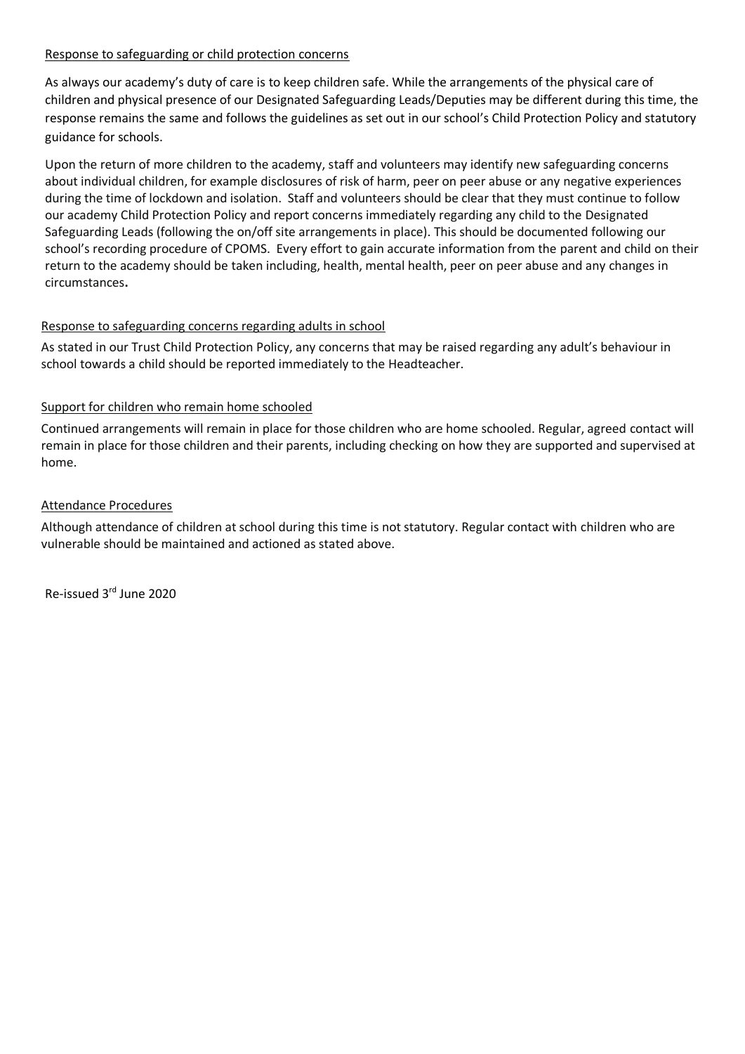Response to safeguarding or child protection concerns

As always our academy's duty of care is to keep children safe. While the arrangements of the physical care of children and physical presence of our Designated Safeguarding Leads/Deputies may be different during this time, the response remains the same and follows the guidelines as set out in our school's Child Protection Policy and statutory guidance for schools.

Upon the return of more children to the academy, staff and volunteers may identify new safeguarding concerns about individual children, for example disclosures of risk of harm, peer on peer abuse or any negative experiences during the time of lockdown and isolation. Staff and volunteers should be clear that they must continue to follow our academy Child Protection Policy and report concerns immediately regarding any child to the Designated Safeguarding Leads (following the on/off site arrangements in place). This should be documented following our school's recording procedure of CPOMS. Every effort to gain accurate information from the parent and child on their return to the academy should be taken including, health, mental health, peer on peer abuse and any changes in circumstances**.**

Response to safeguarding concerns regarding adults in school

As stated in our Trust Child Protection Policy, any concerns that may be raised regarding any adult's behaviour in school towards a child should be reported immediately to the Headteacher.

Support for children who remain home schooled

Continued arrangements will remain in place for those children who are home schooled. Regular, agreed contact will remain in place for those children and their parents, including checking on how they are supported and supervised at home.

Attendance Procedures

Although attendance of children at school during this time is not statutory. Regular contact with children who are vulnerable should be maintained and actioned as stated above.

Re-issued 3rd June 2020